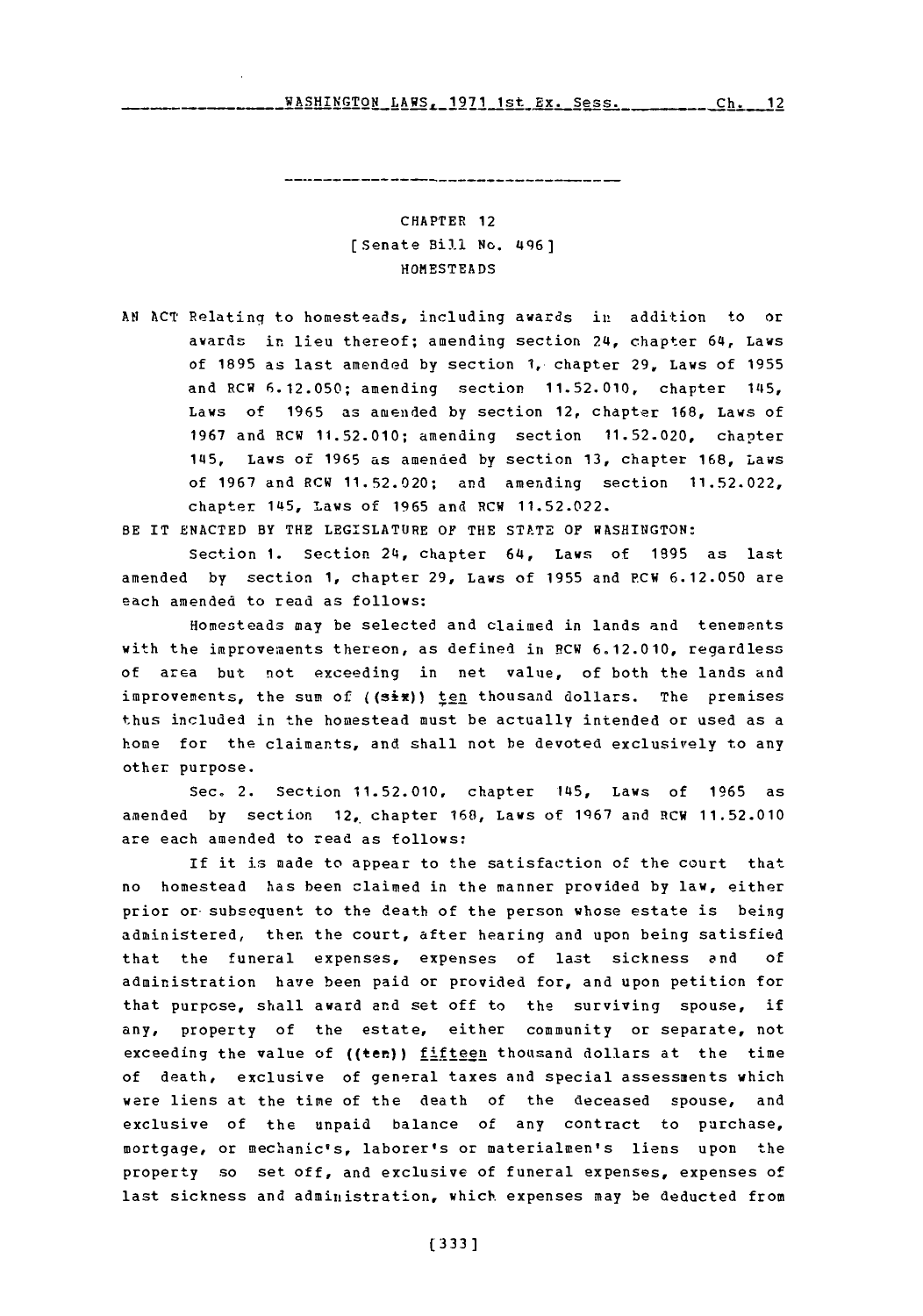CHAPTER 12
[Senate Bill No. 496]
HOMESTEADS

AN ACT Relating to homesteads, including awards in addition to or awards in lieu thereof; amending section 24, chapter 64, Laws of 1895 as last amended by section 1, chapter 29, Laws of 1955 and RCW 6.12.050; amending section 11.52.010, chapter 145, Laws of 1965 as amended by section 12, chapter 168, Laws of 1967 and RCW 11.52.010; amending section 11.52.020, chapter 145, Laws of 1965 as amended by section 13, chapter 168, Laws of 1967 and RCW 11.52.020; and amending section 11.52.022, chapter 145, Laws of 1965 and RCW 11.52.022.

BE IT ENACTED BY THE LEGISLATURE OF THE STATE OF WASHINGTON:

Section 1. Section 24, chapter 64, Laws of 1895 as last amended by section 1, chapter 29, Laws of 1955 and RCW 6.12.050 are each amended to read as follows:

Homesteads may be selected and claimed in lands and tenements with the improvements thereon, as defined in RCW 6.12.010, regardless of area but not exceeding in net value, of both the lands and improvements, the sum of ((~~six~~)) <u>ten</u> thousand dollars. The premises thus included in the homestead must be actually intended or used as a home for the claimants, and shall not be devoted exclusively to any other purpose.

Sec. 2. Section 11.52.010, chapter 145, Laws of 1965 as amended by section 12, chapter 168, Laws of 1967 and RCW 11.52.010 are each amended to read as follows:

If it is made to appear to the satisfaction of the court that no homestead has been claimed in the manner provided by law, either prior or subsequent to the death of the person whose estate is being administered, then the court, after hearing and upon being satisfied that the funeral expenses, expenses of last sickness and of administration have been paid or provided for, and upon petition for that purpose, shall award and set off to the surviving spouse, if any, property of the estate, either community or separate, not exceeding the value of ((~~ten~~)) <u>fifteen</u> thousand dollars at the time of death, exclusive of general taxes and special assessments which were liens at the time of the death of the deceased spouse, and exclusive of the unpaid balance of any contract to purchase, mortgage, or mechanic's, laborer's or materialmen's liens upon the property so set off, and exclusive of funeral expenses, expenses of last sickness and administration, which expenses may be deducted from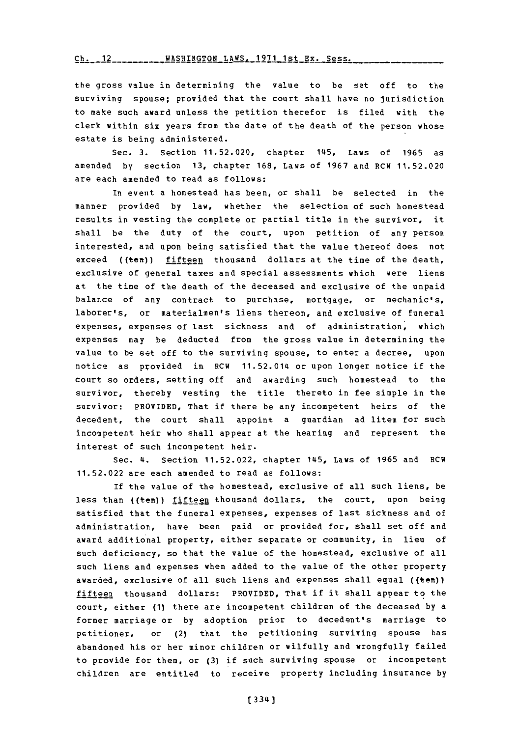the gross value in determining the value to be set off to the surviving spouse; provided that the court shall have no jurisdiction to make such award unless the petition therefor is filed with the clerk within six years from the date of the death of the person whose estate is being administered.

Sec. 3. Section 11.52.020, chapter 145, Laws of 1965 as amended by section 13, chapter 168, Laws of 1967 and RCW 11.52.020 are each amended to read as follows:

In event a homestead has been, or shall be selected in the manner provided by law, whether the selection of such homestead results in vesting the complete or partial title in the survivor, it shall be the duty of the court, upon petition of any person interested, and upon being satisfied that the value thereof does not exceed ((ten)) fifteen thousand dollars at the time of the death, exclusive of general taxes and special assessments which were liens at the time of the death of the deceased and exclusive of the unpaid balance of any contract to purchase, mortgage, or mechanic's, laborer's, or materialmen's liens thereon, and exclusive of funeral expenses, expenses of last sickness and of administration, which expenses may be deducted from the gross value in determining the value to be set off to the surviving spouse, to enter a decree, upon notice as provided in RCW 11.52.014 or upon longer notice if the court so orders, setting off and awarding such homestead to the survivor, thereby vesting the title thereto in fee simple in the survivor: PROVIDED, That if there be any incompetent heirs of the decedent, the court shall appoint a guardian ad litem for such incompetent heir who shall appear at the hearing and represent the interest of such incompetent heir.

Sec. 4. Section 11.52.022, chapter 145, Laws of 1965 and RCW 11.52.022 are each amended to read as follows:

If the value of the homestead, exclusive of all such liens, be less than ((ten)) fifteen thousand dollars, the court, upon being satisfied that the funeral expenses, expenses of last sickness and of administration, have been paid or provided for, shall set off and award additional property, either separate or community, in lieu of such deficiency, so that the value of the homestead, exclusive of all such liens and expenses when added to the value of the other property awarded, exclusive of all such liens and expenses shall equal ((ten)) fifteen thousand dollars: PROVIDED, That if it shall appear to the court, either (1) there are incompetent children of the deceased by a former marriage or by adoption prior to decedent's marriage to petitioner, or (2) that the petitioning surviving spouse has abandoned his or her minor children or wilfully and wrongfully failed to provide for them, or (3) if such surviving spouse or incompetent children are entitled to receive property including insurance by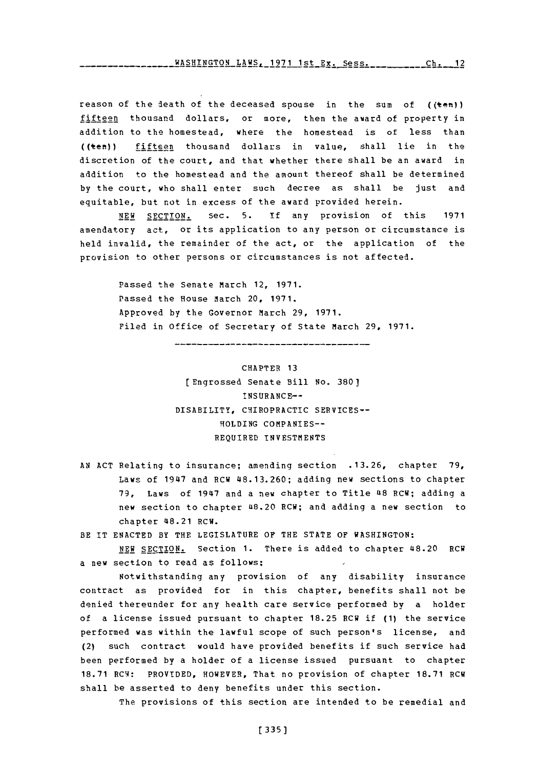reason of the death of the deceased spouse in the sum of ((ten)) fifteen thousand dollars, or more, then the award of property in addition to the homestead, where the homestead is of less than ((ten)) fifteen thousand dollars in value, shall lie in the discretion of the court, and that whether there shall be an award in addition to the homestead and the amount thereof shall be determined by the court, who shall enter such decree as shall be just and equitable, but not in excess of the award provided herein.

NEW SECTION. Sec. 5. If any provision of this 1971 amendatory act, or its application to any person or circumstance is held invalid, the remainder of the act, or the application of the provision to other persons or circumstances is not affected.

Passed the Senate March 12, 1971.
Passed the House March 20, 1971.
Approved by the Governor March 29, 1971.
Filed in Office of Secretary of State March 29, 1971.

---

CHAPTER 13
[Engrossed Senate Bill No. 380]
INSURANCE--
DISABILITY, CHIROPRACTIC SERVICES--
HOLDING COMPANIES--
REQUIRED INVESTMENTS

AN ACT Relating to insurance; amending section .13.26, chapter 79, Laws of 1947 and RCW 48.13.260; adding new sections to chapter 79, Laws of 1947 and a new chapter to Title 48 RCW; adding a new section to chapter 48.20 RCW; and adding a new section to chapter 48.21 RCW.

BE IT ENACTED BY THE LEGISLATURE OF THE STATE OF WASHINGTON:

NEW SECTION. Section 1. There is added to chapter 48.20 RCW a new section to read as follows:

Notwithstanding any provision of any disability insurance contract as provided for in this chapter, benefits shall not be denied thereunder for any health care service performed by a holder of a license issued pursuant to chapter 18.25 RCW if (1) the service performed was within the lawful scope of such person's license, and (2) such contract would have provided benefits if such service had been performed by a holder of a license issued pursuant to chapter 18.71 RCW: PROVIDED, HOWEVER, That no provision of chapter 18.71 RCW shall be asserted to deny benefits under this section.

The provisions of this section are intended to be remedial and